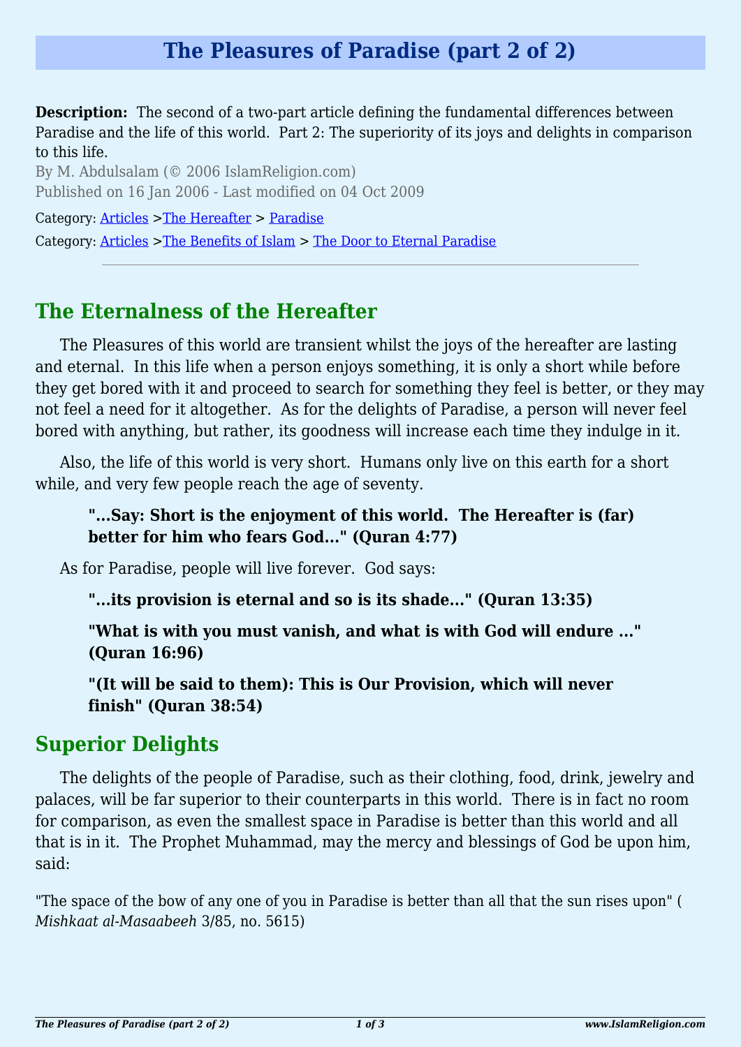# The Pleasures of Paradise (part 2 of 2)

**Description:** The second of a two-part article defining the fundamental differences between Paradise and the life of this world. Part 2: The superiority of its joys and delights in comparison to this life.

By M. Abdulsalam (© 2006 IslamReligion.com)

Published on 16 Jan 2006 - Last modified on 04 Oct 2009

Category: Articles >The Hereafter > Paradise

Category: Articles >The Benefits of Islam > The Door to Eternal Paradise

---

## The Eternalness of the Hereafter

The Pleasures of this world are transient whilst the joys of the hereafter are lasting and eternal. In this life when a person enjoys something, it is only a short while before they get bored with it and proceed to search for something they feel is better, or they may not feel a need for it altogether. As for the delights of Paradise, a person will never feel bored with anything, but rather, its goodness will increase each time they indulge in it.

Also, the life of this world is very short. Humans only live on this earth for a short while, and very few people reach the age of seventy.

> **"...Say: Short is the enjoyment of this world. The Hereafter is (far) better for him who fears God..." (Quran 4:77)**

As for Paradise, people will live forever. God says:

> **"...its provision is eternal and so is its shade..." (Quran 13:35)**
>
> **"What is with you must vanish, and what is with God will endure ..." (Quran 16:96)**
>
> **"(It will be said to them): This is Our Provision, which will never finish" (Quran 38:54)**

## Superior Delights

The delights of the people of Paradise, such as their clothing, food, drink, jewelry and palaces, will be far superior to their counterparts in this world. There is in fact no room for comparison, as even the smallest space in Paradise is better than this world and all that is in it. The Prophet Muhammad, may the mercy and blessings of God be upon him, said:

"The space of the bow of any one of you in Paradise is better than all that the sun rises upon" (*Mishkaat al-Masaabeeh* 3/85, no. 5615)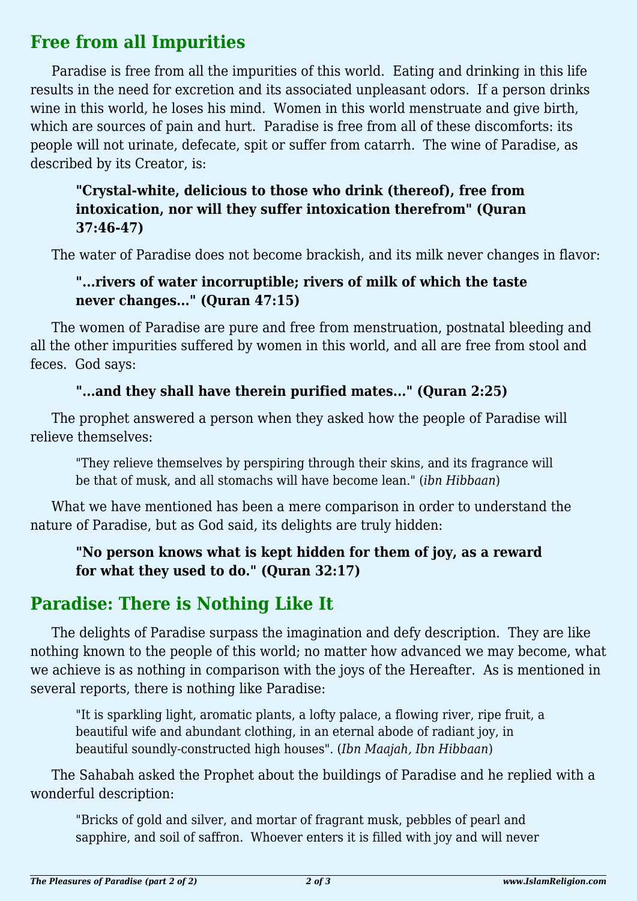## Free from all Impurities

Paradise is free from all the impurities of this world. Eating and drinking in this life results in the need for excretion and its associated unpleasant odors. If a person drinks wine in this world, he loses his mind. Women in this world menstruate and give birth, which are sources of pain and hurt. Paradise is free from all of these discomforts: its people will not urinate, defecate, spit or suffer from catarrh. The wine of Paradise, as described by its Creator, is:

> **"Crystal-white, delicious to those who drink (thereof), free from intoxication, nor will they suffer intoxication therefrom" (Quran 37:46-47)**

The water of Paradise does not become brackish, and its milk never changes in flavor:

> **"...rivers of water incorruptible; rivers of milk of which the taste never changes..." (Quran 47:15)**

The women of Paradise are pure and free from menstruation, postnatal bleeding and all the other impurities suffered by women in this world, and all are free from stool and feces. God says:

> **"...and they shall have therein purified mates..." (Quran 2:25)**

The prophet answered a person when they asked how the people of Paradise will relieve themselves:

> "They relieve themselves by perspiring through their skins, and its fragrance will be that of musk, and all stomachs will have become lean." (*ibn Hibbaan*)

What we have mentioned has been a mere comparison in order to understand the nature of Paradise, but as God said, its delights are truly hidden:

> **"No person knows what is kept hidden for them of joy, as a reward for what they used to do." (Quran 32:17)**

## Paradise: There is Nothing Like It

The delights of Paradise surpass the imagination and defy description. They are like nothing known to the people of this world; no matter how advanced we may become, what we achieve is as nothing in comparison with the joys of the Hereafter. As is mentioned in several reports, there is nothing like Paradise:

> "It is sparkling light, aromatic plants, a lofty palace, a flowing river, ripe fruit, a beautiful wife and abundant clothing, in an eternal abode of radiant joy, in beautiful soundly-constructed high houses". (*Ibn Maajah, Ibn Hibbaan*)

The Sahabah asked the Prophet about the buildings of Paradise and he replied with a wonderful description:

> "Bricks of gold and silver, and mortar of fragrant musk, pebbles of pearl and sapphire, and soil of saffron. Whoever enters it is filled with joy and will never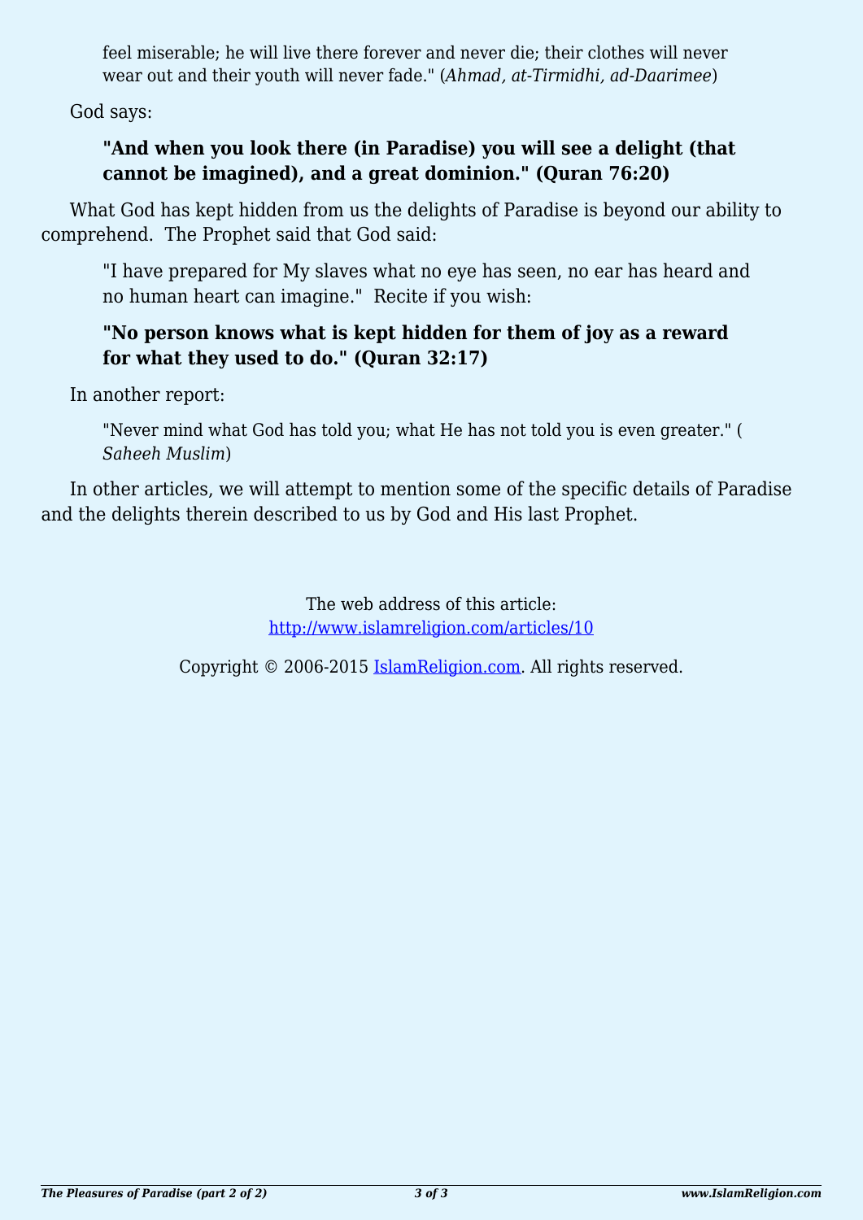> feel miserable; he will live there forever and never die; their clothes will never wear out and their youth will never fade." (*Ahmad, at-Tirmidhi, ad-Daarimee*)

God says:

> **"And when you look there (in Paradise) you will see a delight (that cannot be imagined), and a great dominion." (Quran 76:20)**

What God has kept hidden from us the delights of Paradise is beyond our ability to comprehend. The Prophet said that God said:

> "I have prepared for My slaves what no eye has seen, no ear has heard and no human heart can imagine." Recite if you wish:
>
> **"No person knows what is kept hidden for them of joy as a reward for what they used to do." (Quran 32:17)**

In another report:

> "Never mind what God has told you; what He has not told you is even greater." (*Saheeh Muslim*)

In other articles, we will attempt to mention some of the specific details of Paradise and the delights therein described to us by God and His last Prophet.

The web address of this article:
[http://www.islamreligion.com/articles/10](http://www.islamreligion.com/articles/10)

Copyright © 2006-2015 [IslamReligion.com](http://www.islamreligion.com). All rights reserved.